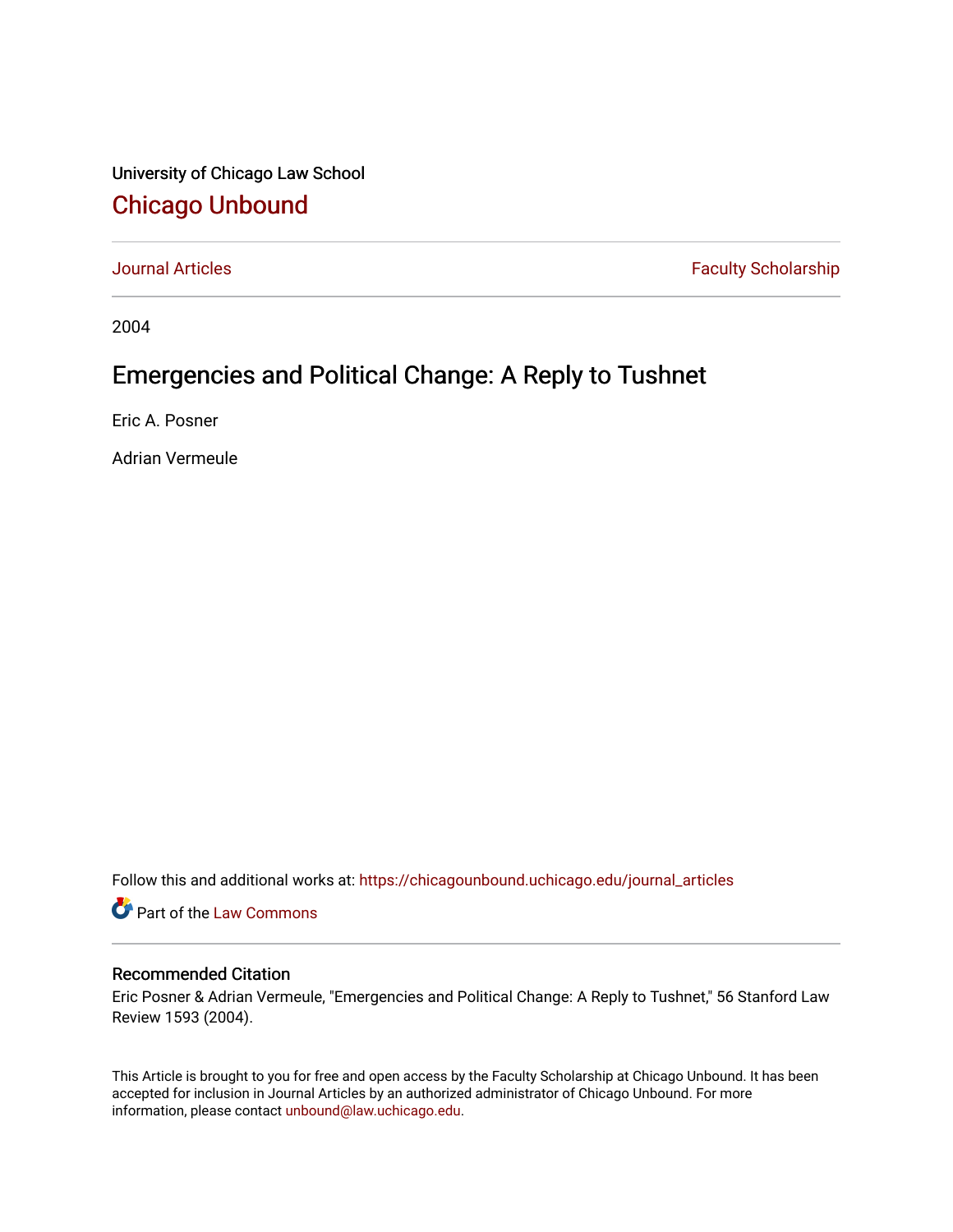University of Chicago Law School

# Chicago Unbound

Journal Articles | Faculty Scholarship

2004

## Emergencies and Political Change: A Reply to Tushnet

Eric A. Posner

Adrian Vermeule

Follow this and additional works at: https://chicagounbound.uchicago.edu/journal_articles

Part of the Law Commons

### Recommended Citation

Eric Posner & Adrian Vermeule, "Emergencies and Political Change: A Reply to Tushnet," 56 Stanford Law Review 1593 (2004).

This Article is brought to you for free and open access by the Faculty Scholarship at Chicago Unbound. It has been accepted for inclusion in Journal Articles by an authorized administrator of Chicago Unbound. For more information, please contact unbound@law.uchicago.edu.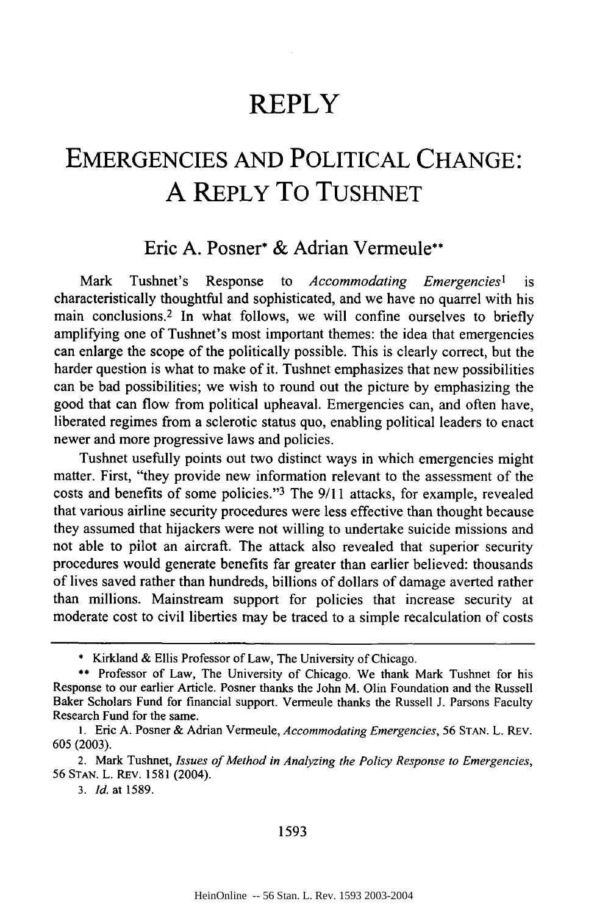# REPLY

# EMERGENCIES AND POLITICAL CHANGE: A REPLY TO TUSHNET

### Eric A. Posner* & Adrian Vermeule**

Mark Tushnet's Response to *Accommodating Emergencies*[1] is characteristically thoughtful and sophisticated, and we have no quarrel with his main conclusions.[2] In what follows, we will confine ourselves to briefly amplifying one of Tushnet's most important themes: the idea that emergencies can enlarge the scope of the politically possible. This is clearly correct, but the harder question is what to make of it. Tushnet emphasizes that new possibilities can be bad possibilities; we wish to round out the picture by emphasizing the good that can flow from political upheaval. Emergencies can, and often have, liberated regimes from a sclerotic status quo, enabling political leaders to enact newer and more progressive laws and policies.

Tushnet usefully points out two distinct ways in which emergencies might matter. First, "they provide new information relevant to the assessment of the costs and benefits of some policies."[3] The 9/11 attacks, for example, revealed that various airline security procedures were less effective than thought because they assumed that hijackers were not willing to undertake suicide missions and not able to pilot an aircraft. The attack also revealed that superior security procedures would generate benefits far greater than earlier believed: thousands of lives saved rather than hundreds, billions of dollars of damage averted rather than millions. Mainstream support for policies that increase security at moderate cost to civil liberties may be traced to a simple recalculation of costs

---

\* Kirkland & Ellis Professor of Law, The University of Chicago.

\** Professor of Law, The University of Chicago. We thank Mark Tushnet for his Response to our earlier Article. Posner thanks the John M. Olin Foundation and the Russell Baker Scholars Fund for financial support. Vermeule thanks the Russell J. Parsons Faculty Research Fund for the same.

1. Eric A. Posner & Adrian Vermeule, *Accommodating Emergencies*, 56 STAN. L. REV. 605 (2003).

2. Mark Tushnet, *Issues of Method in Analyzing the Policy Response to Emergencies*, 56 STAN. L. REV. 1581 (2004).

3. *Id.* at 1589.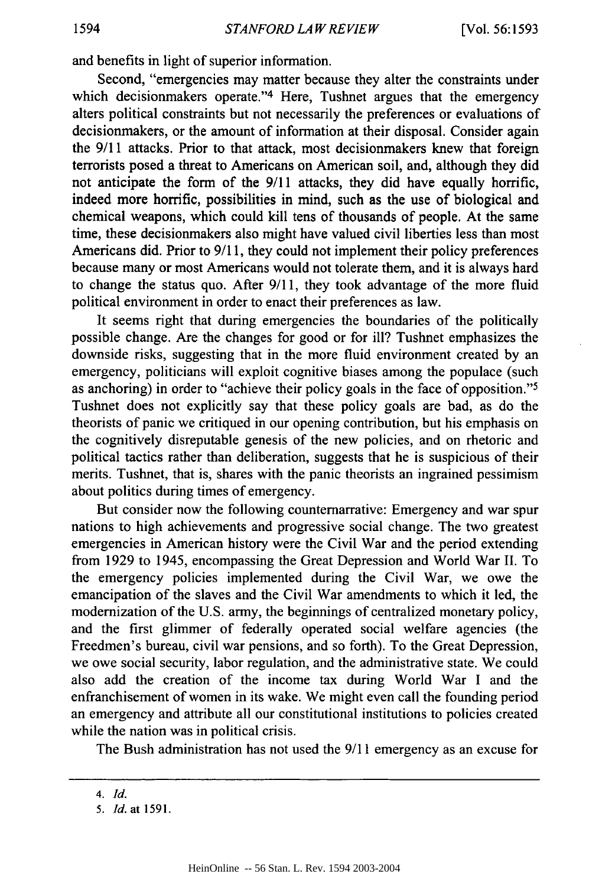and benefits in light of superior information.

Second, "emergencies may matter because they alter the constraints under which decisionmakers operate."[4] Here, Tushnet argues that the emergency alters political constraints but not necessarily the preferences or evaluations of decisionmakers, or the amount of information at their disposal. Consider again the 9/11 attacks. Prior to that attack, most decisionmakers knew that foreign terrorists posed a threat to Americans on American soil, and, although they did not anticipate the form of the 9/11 attacks, they did have equally horrific, indeed more horrific, possibilities in mind, such as the use of biological and chemical weapons, which could kill tens of thousands of people. At the same time, these decisionmakers also might have valued civil liberties less than most Americans did. Prior to 9/11, they could not implement their policy preferences because many or most Americans would not tolerate them, and it is always hard to change the status quo. After 9/11, they took advantage of the more fluid political environment in order to enact their preferences as law.

It seems right that during emergencies the boundaries of the politically possible change. Are the changes for good or for ill? Tushnet emphasizes the downside risks, suggesting that in the more fluid environment created by an emergency, politicians will exploit cognitive biases among the populace (such as anchoring) in order to "achieve their policy goals in the face of opposition."[5] Tushnet does not explicitly say that these policy goals are bad, as do the theorists of panic we critiqued in our opening contribution, but his emphasis on the cognitively disreputable genesis of the new policies, and on rhetoric and political tactics rather than deliberation, suggests that he is suspicious of their merits. Tushnet, that is, shares with the panic theorists an ingrained pessimism about politics during times of emergency.

But consider now the following counternarrative: Emergency and war spur nations to high achievements and progressive social change. The two greatest emergencies in American history were the Civil War and the period extending from 1929 to 1945, encompassing the Great Depression and World War II. To the emergency policies implemented during the Civil War, we owe the emancipation of the slaves and the Civil War amendments to which it led, the modernization of the U.S. army, the beginnings of centralized monetary policy, and the first glimmer of federally operated social welfare agencies (the Freedmen's bureau, civil war pensions, and so forth). To the Great Depression, we owe social security, labor regulation, and the administrative state. We could also add the creation of the income tax during World War I and the enfranchisement of women in its wake. We might even call the founding period an emergency and attribute all our constitutional institutions to policies created while the nation was in political crisis.

The Bush administration has not used the 9/11 emergency as an excuse for

---

4. *Id.*

5. *Id.* at 1591.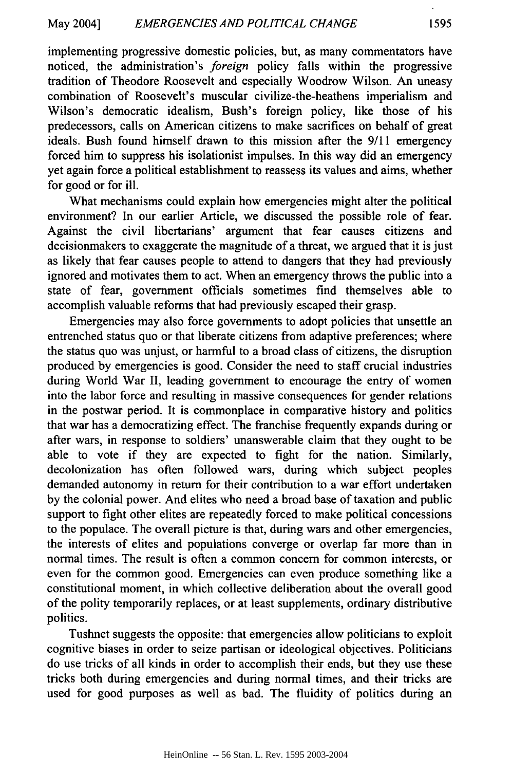implementing progressive domestic policies, but, as many commentators have noticed, the administration's *foreign* policy falls within the progressive tradition of Theodore Roosevelt and especially Woodrow Wilson. An uneasy combination of Roosevelt's muscular civilize-the-heathens imperialism and Wilson's democratic idealism, Bush's foreign policy, like those of his predecessors, calls on American citizens to make sacrifices on behalf of great ideals. Bush found himself drawn to this mission after the 9/11 emergency forced him to suppress his isolationist impulses. In this way did an emergency yet again force a political establishment to reassess its values and aims, whether for good or for ill.

What mechanisms could explain how emergencies might alter the political environment? In our earlier Article, we discussed the possible role of fear. Against the civil libertarians' argument that fear causes citizens and decisionmakers to exaggerate the magnitude of a threat, we argued that it is just as likely that fear causes people to attend to dangers that they had previously ignored and motivates them to act. When an emergency throws the public into a state of fear, government officials sometimes find themselves able to accomplish valuable reforms that had previously escaped their grasp.

Emergencies may also force governments to adopt policies that unsettle an entrenched status quo or that liberate citizens from adaptive preferences; where the status quo was unjust, or harmful to a broad class of citizens, the disruption produced by emergencies is good. Consider the need to staff crucial industries during World War II, leading government to encourage the entry of women into the labor force and resulting in massive consequences for gender relations in the postwar period. It is commonplace in comparative history and politics that war has a democratizing effect. The franchise frequently expands during or after wars, in response to soldiers' unanswerable claim that they ought to be able to vote if they are expected to fight for the nation. Similarly, decolonization has often followed wars, during which subject peoples demanded autonomy in return for their contribution to a war effort undertaken by the colonial power. And elites who need a broad base of taxation and public support to fight other elites are repeatedly forced to make political concessions to the populace. The overall picture is that, during wars and other emergencies, the interests of elites and populations converge or overlap far more than in normal times. The result is often a common concern for common interests, or even for the common good. Emergencies can even produce something like a constitutional moment, in which collective deliberation about the overall good of the polity temporarily replaces, or at least supplements, ordinary distributive politics.

Tushnet suggests the opposite: that emergencies allow politicians to exploit cognitive biases in order to seize partisan or ideological objectives. Politicians do use tricks of all kinds in order to accomplish their ends, but they use these tricks both during emergencies and during normal times, and their tricks are used for good purposes as well as bad. The fluidity of politics during an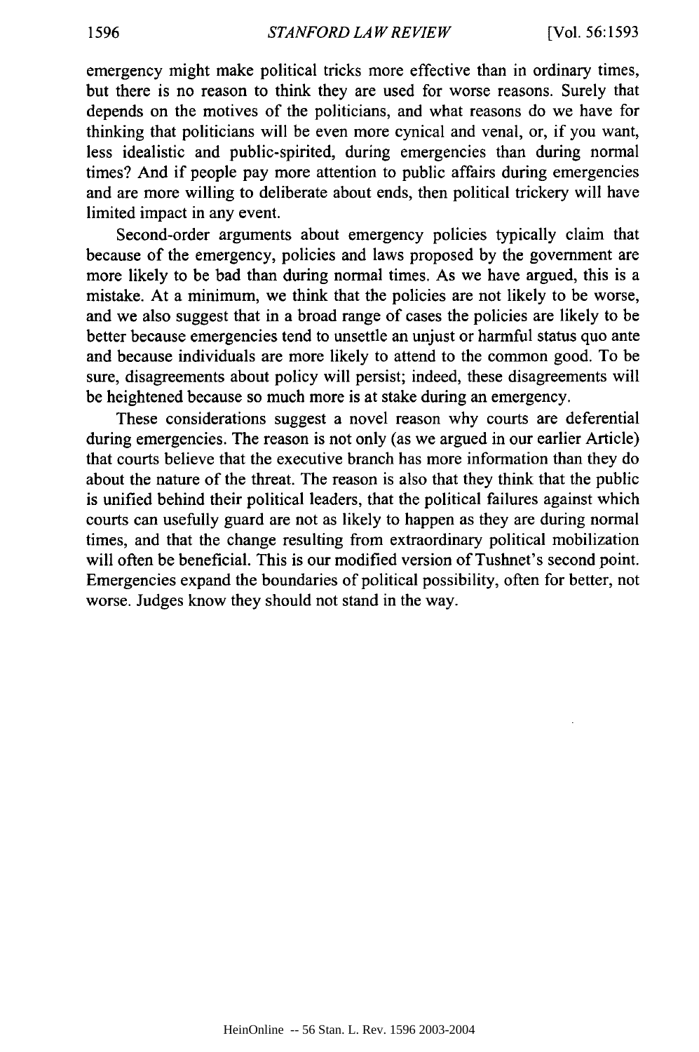emergency might make political tricks more effective than in ordinary times, but there is no reason to think they are used for worse reasons. Surely that depends on the motives of the politicians, and what reasons do we have for thinking that politicians will be even more cynical and venal, or, if you want, less idealistic and public-spirited, during emergencies than during normal times? And if people pay more attention to public affairs during emergencies and are more willing to deliberate about ends, then political trickery will have limited impact in any event.

Second-order arguments about emergency policies typically claim that because of the emergency, policies and laws proposed by the government are more likely to be bad than during normal times. As we have argued, this is a mistake. At a minimum, we think that the policies are not likely to be worse, and we also suggest that in a broad range of cases the policies are likely to be better because emergencies tend to unsettle an unjust or harmful status quo ante and because individuals are more likely to attend to the common good. To be sure, disagreements about policy will persist; indeed, these disagreements will be heightened because so much more is at stake during an emergency.

These considerations suggest a novel reason why courts are deferential during emergencies. The reason is not only (as we argued in our earlier Article) that courts believe that the executive branch has more information than they do about the nature of the threat. The reason is also that they think that the public is unified behind their political leaders, that the political failures against which courts can usefully guard are not as likely to happen as they are during normal times, and that the change resulting from extraordinary political mobilization will often be beneficial. This is our modified version of Tushnet's second point. Emergencies expand the boundaries of political possibility, often for better, not worse. Judges know they should not stand in the way.